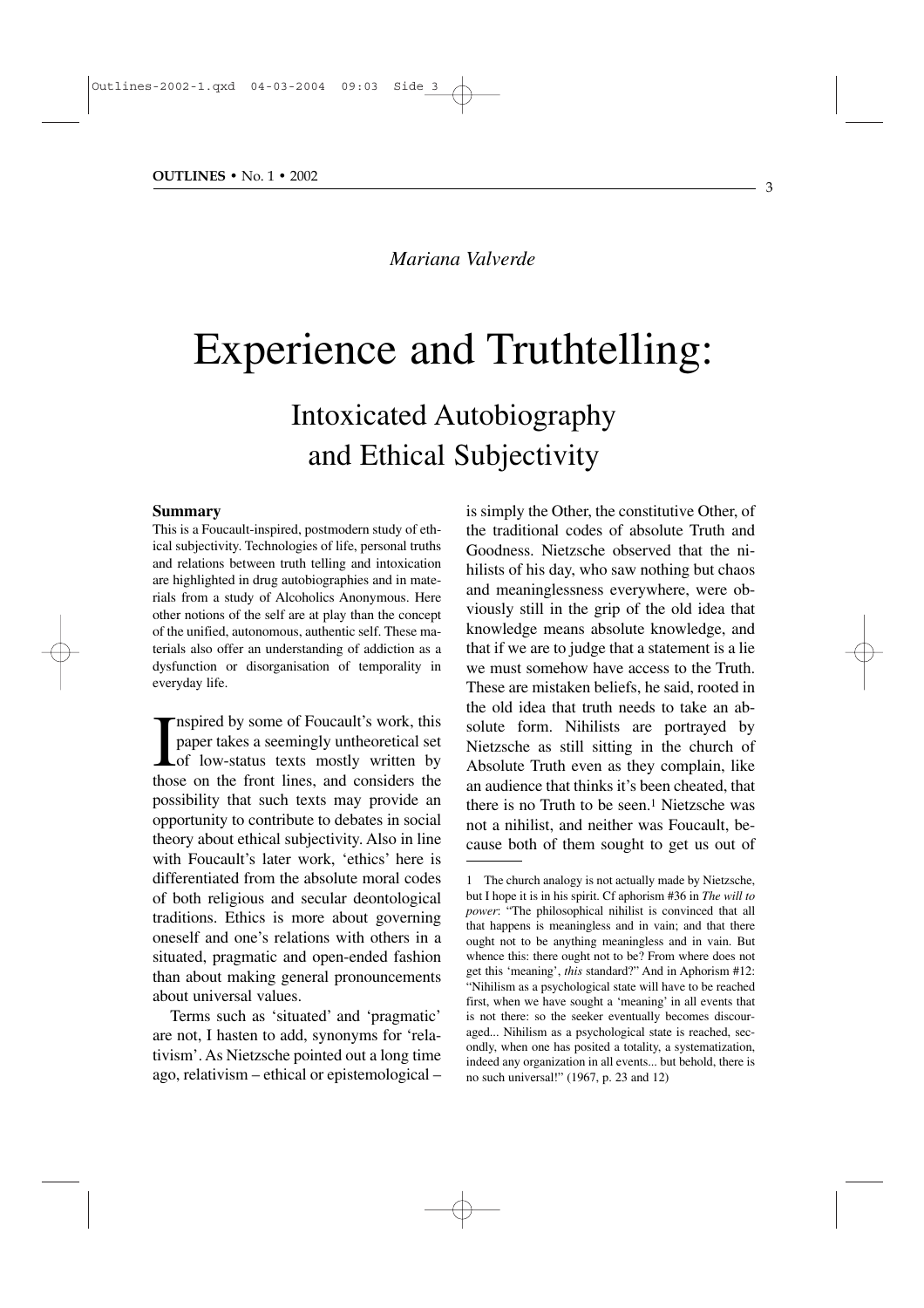*Mariana Valverde*

# Experience and Truthtelling:

## Intoxicated Autobiography and Ethical Subjectivity

### Summary

This is a Foucault-inspired, postmodern study of ethical subjectivity. Technologies of life, personal truths and relations between truth telling and intoxication are highlighted in drug autobiographies and in materials from a study of Alcoholics Anonymous. Here other notions of the self are at play than the concept of the unified, autonomous, authentic self. These materials also offer an understanding of addiction as a dysfunction or disorganisation of temporality in everyday life.

Inspired by some of Foucault's work, this paper takes a seemingly untheoretical set of low-status texts mostly written by those on the front lines, and considers the possibility that such texts may provide an opportunity to contribute to debates in social theory about ethical subjectivity. Also in line with Foucault's later work, 'ethics' here is differentiated from the absolute moral codes of both religious and secular deontological traditions. Ethics is more about governing oneself and one's relations with others in a situated, pragmatic and open-ended fashion than about making general pronouncements about universal values.

Terms such as 'situated' and 'pragmatic' are not, I hasten to add, synonyms for 'relativism'. As Nietzsche pointed out a long time ago, relativism – ethical or epistemological – is simply the Other, the constitutive Other, of the traditional codes of absolute Truth and Goodness. Nietzsche observed that the nihilists of his day, who saw nothing but chaos and meaninglessness everywhere, were obviously still in the grip of the old idea that knowledge means absolute knowledge, and that if we are to judge that a statement is a lie we must somehow have access to the Truth. These are mistaken beliefs, he said, rooted in the old idea that truth needs to take an absolute form. Nihilists are portrayed by Nietzsche as still sitting in the church of Absolute Truth even as they complain, like an audience that thinks it's been cheated, that there is no Truth to be seen.[1] Nietzsche was not a nihilist, and neither was Foucault, because both of them sought to get us out of

---

1 The church analogy is not actually made by Nietzsche, but I hope it is in his spirit. Cf aphorism #36 in *The will to power*: "The philosophical nihilist is convinced that all that happens is meaningless and in vain; and that there ought not to be anything meaningless and in vain. But whence this: there ought not to be? From where does not get this 'meaning', *this* standard?" And in Aphorism #12: "Nihilism as a psychological state will have to be reached first, when we have sought a 'meaning' in all events that is not there: so the seeker eventually becomes discouraged... Nihilism as a psychological state is reached, secondly, when one has posited a totality, a systematization, indeed any organization in all events... but behold, there is no such universal!" (1967, p. 23 and 12)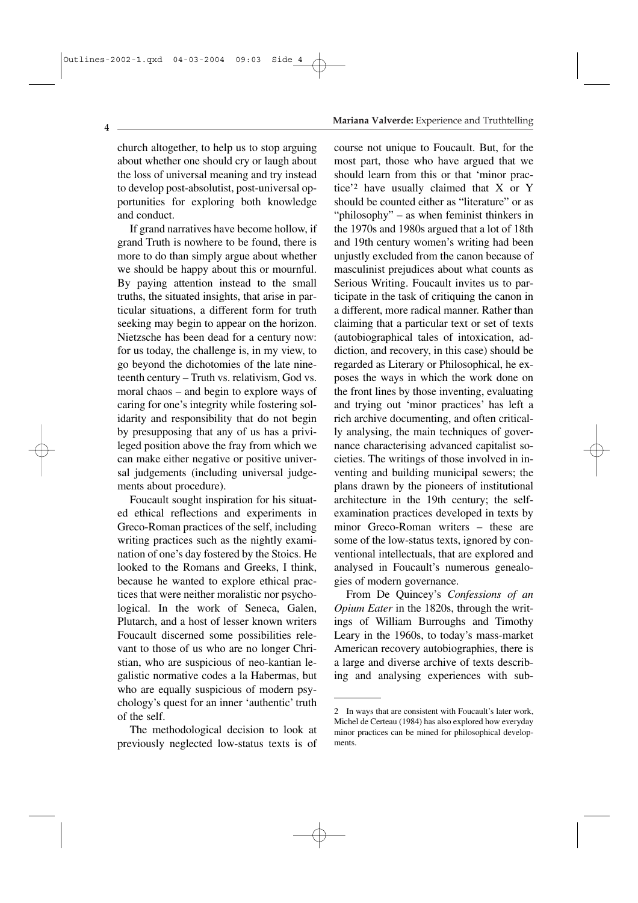church altogether, to help us to stop arguing about whether one should cry or laugh about the loss of universal meaning and try instead to develop post-absolutist, post-universal opportunities for exploring both knowledge and conduct.

If grand narratives have become hollow, if grand Truth is nowhere to be found, there is more to do than simply argue about whether we should be happy about this or mournful. By paying attention instead to the small truths, the situated insights, that arise in particular situations, a different form for truth seeking may begin to appear on the horizon. Nietzsche has been dead for a century now: for us today, the challenge is, in my view, to go beyond the dichotomies of the late nineteenth century – Truth vs. relativism, God vs. moral chaos – and begin to explore ways of caring for one's integrity while fostering solidarity and responsibility that do not begin by presupposing that any of us has a privileged position above the fray from which we can make either negative or positive universal judgements (including universal judgements about procedure).

Foucault sought inspiration for his situated ethical reflections and experiments in Greco-Roman practices of the self, including writing practices such as the nightly examination of one's day fostered by the Stoics. He looked to the Romans and Greeks, I think, because he wanted to explore ethical practices that were neither moralistic nor psychological. In the work of Seneca, Galen, Plutarch, and a host of lesser known writers Foucault discerned some possibilities relevant to those of us who are no longer Christian, who are suspicious of neo-kantian legalistic normative codes a la Habermas, but who are equally suspicious of modern psychology's quest for an inner 'authentic' truth of the self.

The methodological decision to look at previously neglected low-status texts is of course not unique to Foucault. But, for the most part, those who have argued that we should learn from this or that 'minor practice'[2] have usually claimed that X or Y should be counted either as "literature" or as "philosophy" – as when feminist thinkers in the 1970s and 1980s argued that a lot of 18th and 19th century women's writing had been unjustly excluded from the canon because of masculinist prejudices about what counts as Serious Writing. Foucault invites us to participate in the task of critiquing the canon in a different, more radical manner. Rather than claiming that a particular text or set of texts (autobiographical tales of intoxication, addiction, and recovery, in this case) should be regarded as Literary or Philosophical, he exposes the ways in which the work done on the front lines by those inventing, evaluating and trying out 'minor practices' has left a rich archive documenting, and often critically analysing, the main techniques of governance characterising advanced capitalist societies. The writings of those involved in inventing and building municipal sewers; the plans drawn by the pioneers of institutional architecture in the 19th century; the self-examination practices developed in texts by minor Greco-Roman writers – these are some of the low-status texts, ignored by conventional intellectuals, that are explored and analysed in Foucault's numerous genealogies of modern governance.

From De Quincey's *Confessions of an Opium Eater* in the 1820s, through the writings of William Burroughs and Timothy Leary in the 1960s, to today's mass-market American recovery autobiographies, there is a large and diverse archive of texts describing and analysing experiences with sub-

---

2 In ways that are consistent with Foucault's later work, Michel de Certeau (1984) has also explored how everyday minor practices can be mined for philosophical developments.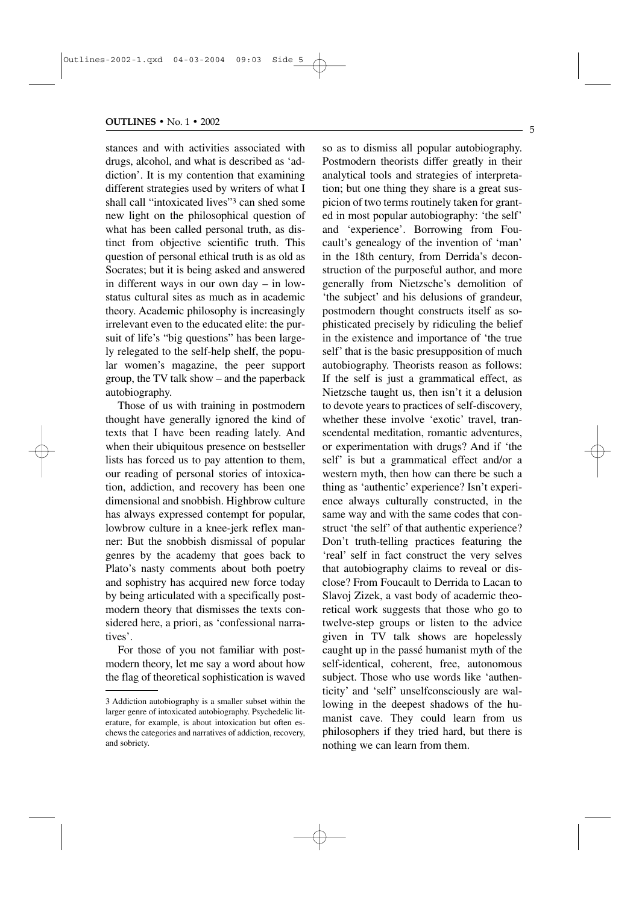stances and with activities associated with drugs, alcohol, and what is described as 'addiction'. It is my contention that examining different strategies used by writers of what I shall call "intoxicated lives"[3] can shed some new light on the philosophical question of what has been called personal truth, as distinct from objective scientific truth. This question of personal ethical truth is as old as Socrates; but it is being asked and answered in different ways in our own day – in low-status cultural sites as much as in academic theory. Academic philosophy is increasingly irrelevant even to the educated elite: the pursuit of life's "big questions" has been largely relegated to the self-help shelf, the popular women's magazine, the peer support group, the TV talk show – and the paperback autobiography.

Those of us with training in postmodern thought have generally ignored the kind of texts that I have been reading lately. And when their ubiquitous presence on bestseller lists has forced us to pay attention to them, our reading of personal stories of intoxication, addiction, and recovery has been one dimensional and snobbish. Highbrow culture has always expressed contempt for popular, lowbrow culture in a knee-jerk reflex manner: But the snobbish dismissal of popular genres by the academy that goes back to Plato's nasty comments about both poetry and sophistry has acquired new force today by being articulated with a specifically postmodern theory that dismisses the texts considered here, a priori, as 'confessional narratives'.

For those of you not familiar with postmodern theory, let me say a word about how the flag of theoretical sophistication is waved so as to dismiss all popular autobiography. Postmodern theorists differ greatly in their analytical tools and strategies of interpretation; but one thing they share is a great suspicion of two terms routinely taken for granted in most popular autobiography: 'the self' and 'experience'. Borrowing from Foucault's genealogy of the invention of 'man' in the 18th century, from Derrida's deconstruction of the purposeful author, and more generally from Nietzsche's demolition of 'the subject' and his delusions of grandeur, postmodern thought constructs itself as sophisticated precisely by ridiculing the belief in the existence and importance of 'the true self' that is the basic presupposition of much autobiography. Theorists reason as follows: If the self is just a grammatical effect, as Nietzsche taught us, then isn't it a delusion to devote years to practices of self-discovery, whether these involve 'exotic' travel, transcendental meditation, romantic adventures, or experimentation with drugs? And if 'the self' is but a grammatical effect and/or a western myth, then how can there be such a thing as 'authentic' experience? Isn't experience always culturally constructed, in the same way and with the same codes that construct 'the self' of that authentic experience? Don't truth-telling practices featuring the 'real' self in fact construct the very selves that autobiography claims to reveal or disclose? From Foucault to Derrida to Lacan to Slavoj Zizek, a vast body of academic theoretical work suggests that those who go to twelve-step groups or listen to the advice given in TV talk shows are hopelessly caught up in the passé humanist myth of the self-identical, coherent, free, autonomous subject. Those who use words like 'authenticity' and 'self' unselfconsciously are wallowing in the deepest shadows of the humanist cave. They could learn from us philosophers if they tried hard, but there is nothing we can learn from them.

---

3 Addiction autobiography is a smaller subset within the larger genre of intoxicated autobiography. Psychedelic literature, for example, is about intoxication but often eschews the categories and narratives of addiction, recovery, and sobriety.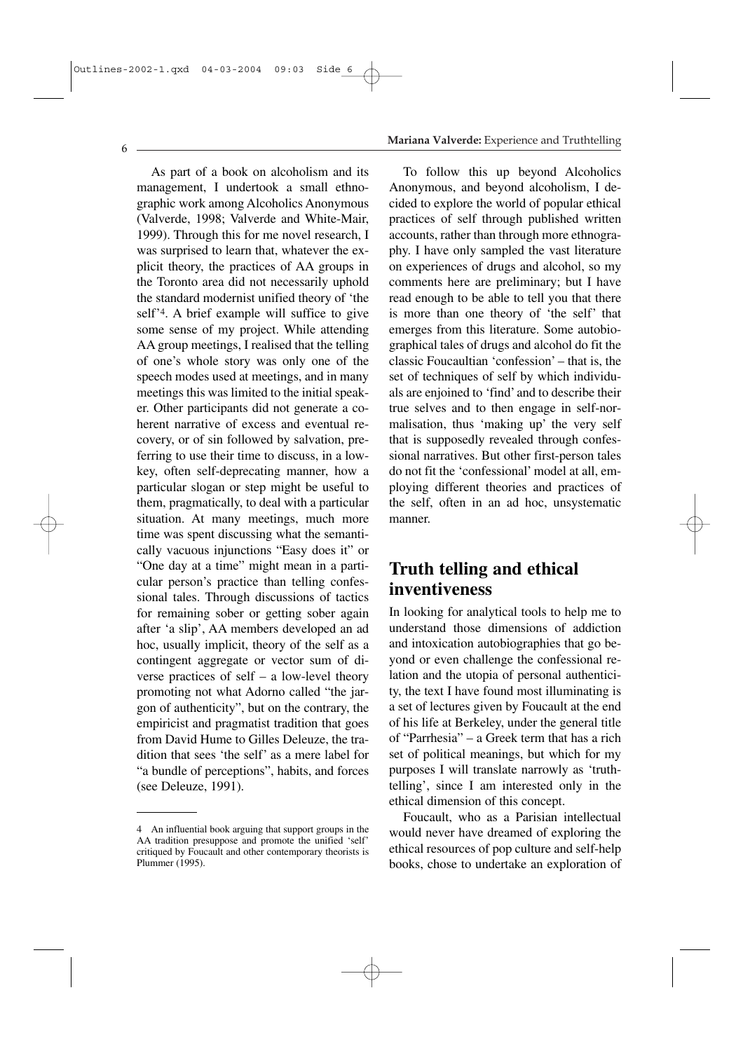As part of a book on alcoholism and its management, I undertook a small ethnographic work among Alcoholics Anonymous (Valverde, 1998; Valverde and White-Mair, 1999). Through this for me novel research, I was surprised to learn that, whatever the explicit theory, the practices of AA groups in the Toronto area did not necessarily uphold the standard modernist unified theory of 'the self'[4]. A brief example will suffice to give some sense of my project. While attending AA group meetings, I realised that the telling of one's whole story was only one of the speech modes used at meetings, and in many meetings this was limited to the initial speaker. Other participants did not generate a coherent narrative of excess and eventual recovery, or of sin followed by salvation, preferring to use their time to discuss, in a low-key, often self-deprecating manner, how a particular slogan or step might be useful to them, pragmatically, to deal with a particular situation. At many meetings, much more time was spent discussing what the semantically vacuous injunctions "Easy does it" or "One day at a time" might mean in a particular person's practice than telling confessional tales. Through discussions of tactics for remaining sober or getting sober again after 'a slip', AA members developed an ad hoc, usually implicit, theory of the self as a contingent aggregate or vector sum of diverse practices of self – a low-level theory promoting not what Adorno called "the jargon of authenticity", but on the contrary, the empiricist and pragmatist tradition that goes from David Hume to Gilles Deleuze, the tradition that sees 'the self' as a mere label for "a bundle of perceptions", habits, and forces (see Deleuze, 1991).

To follow this up beyond Alcoholics Anonymous, and beyond alcoholism, I decided to explore the world of popular ethical practices of self through published written accounts, rather than through more ethnography. I have only sampled the vast literature on experiences of drugs and alcohol, so my comments here are preliminary; but I have read enough to be able to tell you that there is more than one theory of 'the self' that emerges from this literature. Some autobiographical tales of drugs and alcohol do fit the classic Foucaultian 'confession' – that is, the set of techniques of self by which individuals are enjoined to 'find' and to describe their true selves and to then engage in self-normalisation, thus 'making up' the very self that is supposedly revealed through confessional narratives. But other first-person tales do not fit the 'confessional' model at all, employing different theories and practices of the self, often in an ad hoc, unsystematic manner.

## Truth telling and ethical inventiveness

In looking for analytical tools to help me to understand those dimensions of addiction and intoxication autobiographies that go beyond or even challenge the confessional relation and the utopia of personal authenticity, the text I have found most illuminating is a set of lectures given by Foucault at the end of his life at Berkeley, under the general title of "Parrhesia" – a Greek term that has a rich set of political meanings, but which for my purposes I will translate narrowly as 'truthtelling', since I am interested only in the ethical dimension of this concept.

Foucault, who as a Parisian intellectual would never have dreamed of exploring the ethical resources of pop culture and self-help books, chose to undertake an exploration of

---

4 An influential book arguing that support groups in the AA tradition presuppose and promote the unified 'self' critiqued by Foucault and other contemporary theorists is Plummer (1995).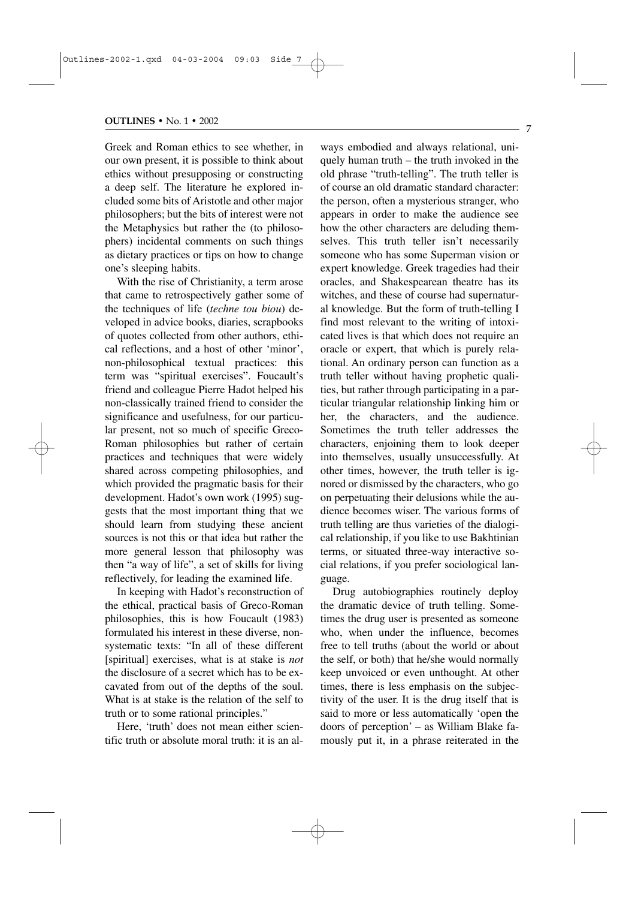Greek and Roman ethics to see whether, in our own present, it is possible to think about ethics without presupposing or constructing a deep self. The literature he explored included some bits of Aristotle and other major philosophers; but the bits of interest were not the Metaphysics but rather the (to philosophers) incidental comments on such things as dietary practices or tips on how to change one's sleeping habits.

With the rise of Christianity, a term arose that came to retrospectively gather some of the techniques of life (*techne tou biou*) developed in advice books, diaries, scrapbooks of quotes collected from other authors, ethical reflections, and a host of other 'minor', non-philosophical textual practices: this term was "spiritual exercises". Foucault's friend and colleague Pierre Hadot helped his non-classically trained friend to consider the significance and usefulness, for our particular present, not so much of specific Greco-Roman philosophies but rather of certain practices and techniques that were widely shared across competing philosophies, and which provided the pragmatic basis for their development. Hadot's own work (1995) suggests that the most important thing that we should learn from studying these ancient sources is not this or that idea but rather the more general lesson that philosophy was then "a way of life", a set of skills for living reflectively, for leading the examined life.

In keeping with Hadot's reconstruction of the ethical, practical basis of Greco-Roman philosophies, this is how Foucault (1983) formulated his interest in these diverse, non-systematic texts: "In all of these different [spiritual] exercises, what is at stake is *not* the disclosure of a secret which has to be excavated from out of the depths of the soul. What is at stake is the relation of the self to truth or to some rational principles."

Here, 'truth' does not mean either scientific truth or absolute moral truth: it is an always embodied and always relational, uniquely human truth – the truth invoked in the old phrase "truth-telling". The truth teller is of course an old dramatic standard character: the person, often a mysterious stranger, who appears in order to make the audience see how the other characters are deluding themselves. This truth teller isn't necessarily someone who has some Superman vision or expert knowledge. Greek tragedies had their oracles, and Shakespearean theatre has its witches, and these of course had supernatural knowledge. But the form of truth-telling I find most relevant to the writing of intoxicated lives is that which does not require an oracle or expert, that which is purely relational. An ordinary person can function as a truth teller without having prophetic qualities, but rather through participating in a particular triangular relationship linking him or her, the characters, and the audience. Sometimes the truth teller addresses the characters, enjoining them to look deeper into themselves, usually unsuccessfully. At other times, however, the truth teller is ignored or dismissed by the characters, who go on perpetuating their delusions while the audience becomes wiser. The various forms of truth telling are thus varieties of the dialogical relationship, if you like to use Bakhtinian terms, or situated three-way interactive social relations, if you prefer sociological language.

Drug autobiographies routinely deploy the dramatic device of truth telling. Sometimes the drug user is presented as someone who, when under the influence, becomes free to tell truths (about the world or about the self, or both) that he/she would normally keep unvoiced or even unthought. At other times, there is less emphasis on the subjectivity of the user. It is the drug itself that is said to more or less automatically 'open the doors of perception' – as William Blake famously put it, in a phrase reiterated in the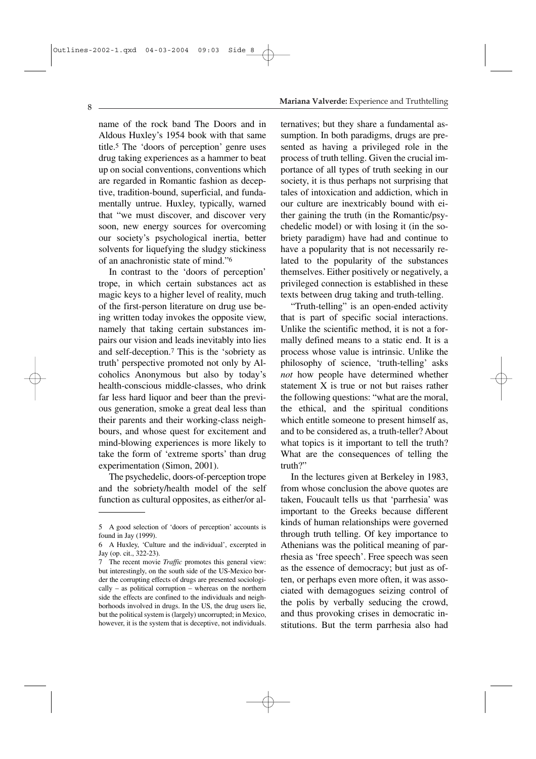name of the rock band The Doors and in Aldous Huxley's 1954 book with that same title.[5] The 'doors of perception' genre uses drug taking experiences as a hammer to beat up on social conventions, conventions which are regarded in Romantic fashion as deceptive, tradition-bound, superficial, and fundamentally untrue. Huxley, typically, warned that "we must discover, and discover very soon, new energy sources for overcoming our society's psychological inertia, better solvents for liquefying the sludgy stickiness of an anachronistic state of mind."[6]

In contrast to the 'doors of perception' trope, in which certain substances act as magic keys to a higher level of reality, much of the first-person literature on drug use being written today invokes the opposite view, namely that taking certain substances impairs our vision and leads inevitably into lies and self-deception.[7] This is the 'sobriety as truth' perspective promoted not only by Alcoholics Anonymous but also by today's health-conscious middle-classes, who drink far less hard liquor and beer than the previous generation, smoke a great deal less than their parents and their working-class neighbours, and whose quest for excitement and mind-blowing experiences is more likely to take the form of 'extreme sports' than drug experimentation (Simon, 2001).

The psychedelic, doors-of-perception trope and the sobriety/health model of the self function as cultural opposites, as either/or alternatives; but they share a fundamental assumption. In both paradigms, drugs are presented as having a privileged role in the process of truth telling. Given the crucial importance of all types of truth seeking in our society, it is thus perhaps not surprising that tales of intoxication and addiction, which in our culture are inextricably bound with either gaining the truth (in the Romantic/psychedelic model) or with losing it (in the sobriety paradigm) have had and continue to have a popularity that is not necessarily related to the popularity of the substances themselves. Either positively or negatively, a privileged connection is established in these texts between drug taking and truth-telling.

"Truth-telling" is an open-ended activity that is part of specific social interactions. Unlike the scientific method, it is not a formally defined means to a static end. It is a process whose value is intrinsic. Unlike the philosophy of science, 'truth-telling' asks *not* how people have determined whether statement X is true or not but raises rather the following questions: "what are the moral, the ethical, and the spiritual conditions which entitle someone to present himself as, and to be considered as, a truth-teller? About what topics is it important to tell the truth? What are the consequences of telling the truth?"

In the lectures given at Berkeley in 1983, from whose conclusion the above quotes are taken, Foucault tells us that 'parrhesia' was important to the Greeks because different kinds of human relationships were governed through truth telling. Of key importance to Athenians was the political meaning of parrhesia as 'free speech'. Free speech was seen as the essence of democracy; but just as often, or perhaps even more often, it was associated with demagogues seizing control of the polis by verbally seducing the crowd, and thus provoking crises in democratic institutions. But the term parrhesia also had

---

5 A good selection of 'doors of perception' accounts is found in Jay (1999).

6 A Huxley, 'Culture and the individual', excerpted in Jay (op. cit., 322-23).

7 The recent movie *Traffic* promotes this general view: but interestingly, on the south side of the US-Mexico border the corrupting effects of drugs are presented sociologically – as political corruption – whereas on the northern side the effects are confined to the individuals and neighborhoods involved in drugs. In the US, the drug users lie, but the political system is (largely) uncorrupted; in Mexico, however, it is the system that is deceptive, not individuals.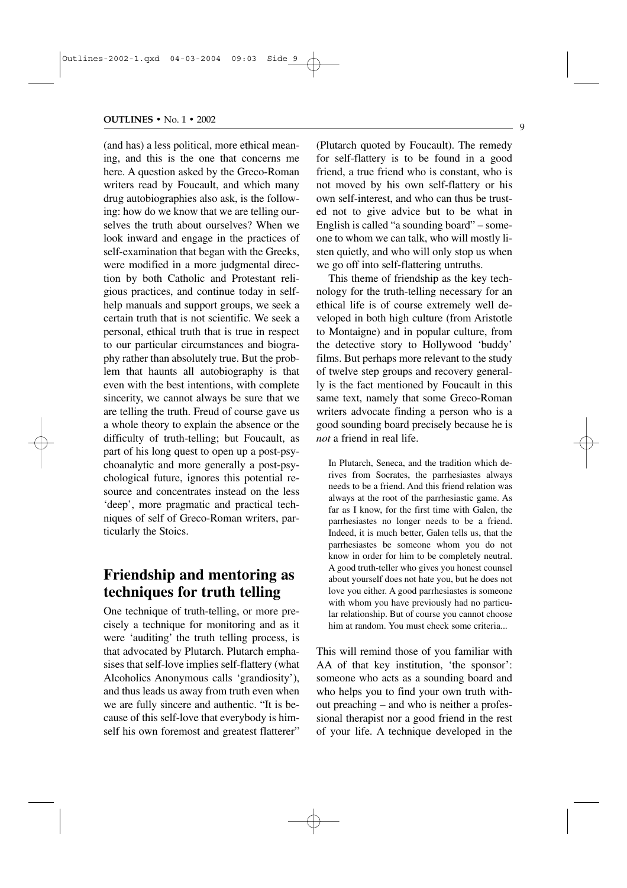(and has) a less political, more ethical meaning, and this is the one that concerns me here. A question asked by the Greco-Roman writers read by Foucault, and which many drug autobiographies also ask, is the following: how do we know that we are telling ourselves the truth about ourselves? When we look inward and engage in the practices of self-examination that began with the Greeks, were modified in a more judgmental direction by both Catholic and Protestant religious practices, and continue today in self-help manuals and support groups, we seek a certain truth that is not scientific. We seek a personal, ethical truth that is true in respect to our particular circumstances and biography rather than absolutely true. But the problem that haunts all autobiography is that even with the best intentions, with complete sincerity, we cannot always be sure that we are telling the truth. Freud of course gave us a whole theory to explain the absence or the difficulty of truth-telling; but Foucault, as part of his long quest to open up a post-psychoanalytic and more generally a post-psychological future, ignores this potential resource and concentrates instead on the less 'deep', more pragmatic and practical techniques of self of Greco-Roman writers, particularly the Stoics.

## Friendship and mentoring as techniques for truth telling

One technique of truth-telling, or more precisely a technique for monitoring and as it were 'auditing' the truth telling process, is that advocated by Plutarch. Plutarch emphasises that self-love implies self-flattery (what Alcoholics Anonymous calls 'grandiosity'), and thus leads us away from truth even when we are fully sincere and authentic. "It is because of this self-love that everybody is himself his own foremost and greatest flatterer" (Plutarch quoted by Foucault). The remedy for self-flattery is to be found in a good friend, a true friend who is constant, who is not moved by his own self-flattery or his own self-interest, and who can thus be trusted not to give advice but to be what in English is called "a sounding board" – someone to whom we can talk, who will mostly listen quietly, and who will only stop us when we go off into self-flattering untruths.

This theme of friendship as the key technology for the truth-telling necessary for an ethical life is of course extremely well developed in both high culture (from Aristotle to Montaigne) and in popular culture, from the detective story to Hollywood 'buddy' films. But perhaps more relevant to the study of twelve step groups and recovery generally is the fact mentioned by Foucault in this same text, namely that some Greco-Roman writers advocate finding a person who is a good sounding board precisely because he is *not* a friend in real life.

> In Plutarch, Seneca, and the tradition which derives from Socrates, the parrhesiastes always needs to be a friend. And this friend relation was always at the root of the parrhesiastic game. As far as I know, for the first time with Galen, the parrhesiastes no longer needs to be a friend. Indeed, it is much better, Galen tells us, that the parrhesiastes be someone whom you do not know in order for him to be completely neutral. A good truth-teller who gives you honest counsel about yourself does not hate you, but he does not love you either. A good parrhesiastes is someone with whom you have previously had no particular relationship. But of course you cannot choose him at random. You must check some criteria...

This will remind those of you familiar with AA of that key institution, 'the sponsor': someone who acts as a sounding board and who helps you to find your own truth without preaching – and who is neither a professional therapist nor a good friend in the rest of your life. A technique developed in the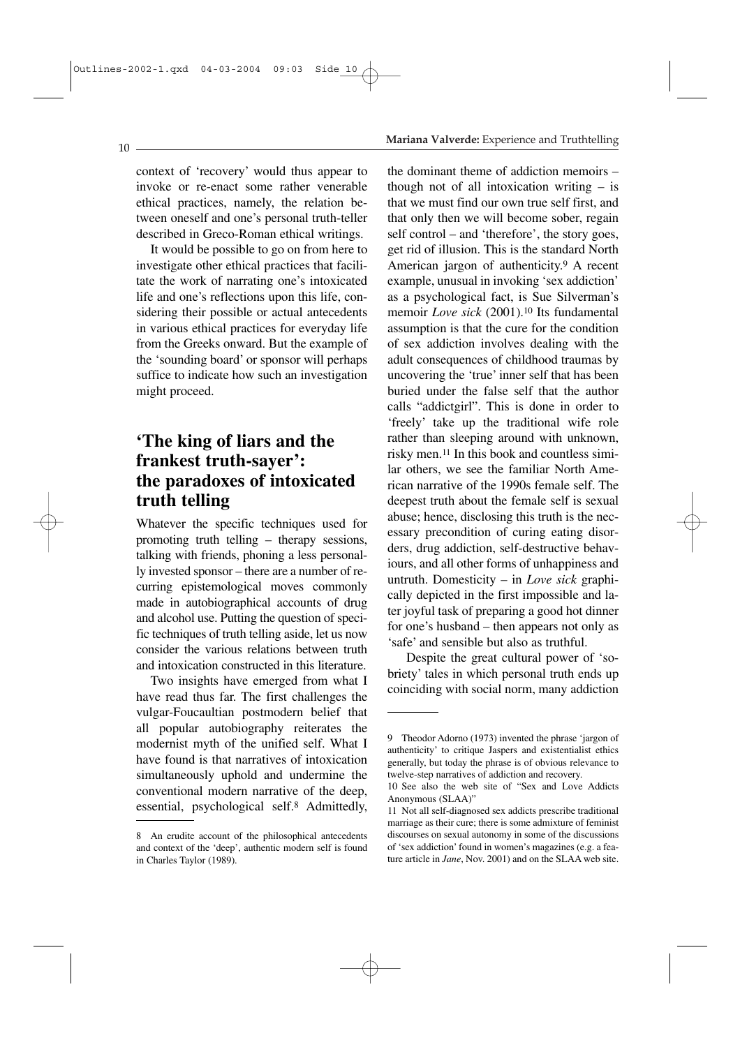context of 'recovery' would thus appear to invoke or re-enact some rather venerable ethical practices, namely, the relation between oneself and one's personal truth-teller described in Greco-Roman ethical writings.

It would be possible to go on from here to investigate other ethical practices that facilitate the work of narrating one's intoxicated life and one's reflections upon this life, considering their possible or actual antecedents in various ethical practices for everyday life from the Greeks onward. But the example of the 'sounding board' or sponsor will perhaps suffice to indicate how such an investigation might proceed.

## 'The king of liars and the frankest truth-sayer': the paradoxes of intoxicated truth telling

Whatever the specific techniques used for promoting truth telling – therapy sessions, talking with friends, phoning a less personally invested sponsor – there are a number of recurring epistemological moves commonly made in autobiographical accounts of drug and alcohol use. Putting the question of specific techniques of truth telling aside, let us now consider the various relations between truth and intoxication constructed in this literature.

Two insights have emerged from what I have read thus far. The first challenges the vulgar-Foucaultian postmodern belief that all popular autobiography reiterates the modernist myth of the unified self. What I have found is that narratives of intoxication simultaneously uphold and undermine the conventional modern narrative of the deep, essential, psychological self.[8] Admittedly, the dominant theme of addiction memoirs – though not of all intoxication writing – is that we must find our own true self first, and that only then we will become sober, regain self control – and 'therefore', the story goes, get rid of illusion. This is the standard North American jargon of authenticity.[9] A recent example, unusual in invoking 'sex addiction' as a psychological fact, is Sue Silverman's memoir *Love sick* (2001).[10] Its fundamental assumption is that the cure for the condition of sex addiction involves dealing with the adult consequences of childhood traumas by uncovering the 'true' inner self that has been buried under the false self that the author calls "addictgirl". This is done in order to 'freely' take up the traditional wife role rather than sleeping around with unknown, risky men.[11] In this book and countless similar others, we see the familiar North American narrative of the 1990s female self. The deepest truth about the female self is sexual abuse; hence, disclosing this truth is the necessary precondition of curing eating disorders, drug addiction, self-destructive behaviours, and all other forms of unhappiness and untruth. Domesticity – in *Love sick* graphically depicted in the first impossible and later joyful task of preparing a good hot dinner for one's husband – then appears not only as 'safe' and sensible but also as truthful.

Despite the great cultural power of 'sobriety' tales in which personal truth ends up coinciding with social norm, many addiction

---

8 An erudite account of the philosophical antecedents and context of the 'deep', authentic modern self is found in Charles Taylor (1989).

9 Theodor Adorno (1973) invented the phrase 'jargon of authenticity' to critique Jaspers and existentialist ethics generally, but today the phrase is of obvious relevance to twelve-step narratives of addiction and recovery.

10 See also the web site of "Sex and Love Addicts Anonymous (SLAA)"

11 Not all self-diagnosed sex addicts prescribe traditional marriage as their cure; there is some admixture of feminist discourses on sexual autonomy in some of the discussions of 'sex addiction' found in women's magazines (e.g. a feature article in *Jane*, Nov. 2001) and on the SLAA web site.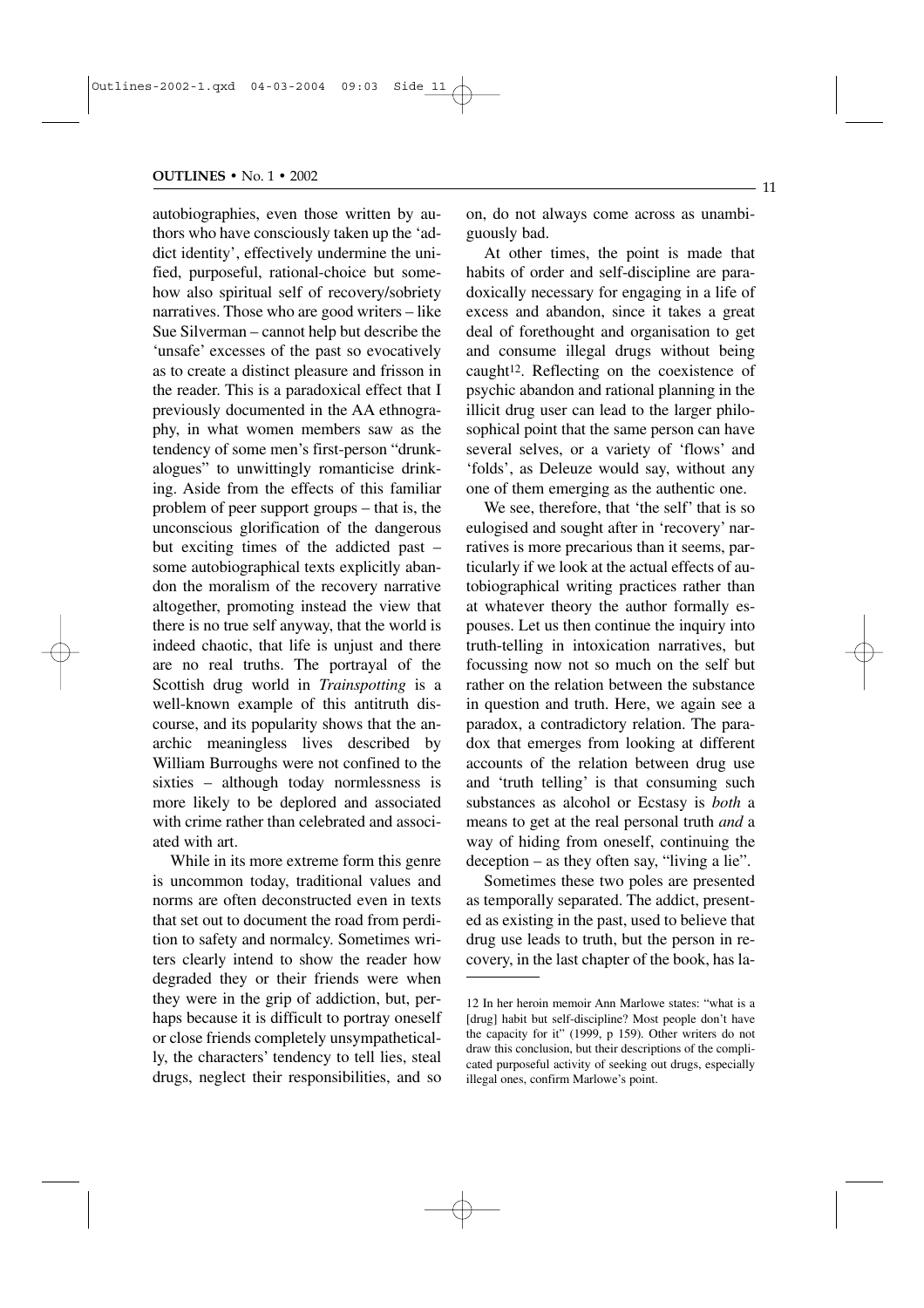autobiographies, even those written by authors who have consciously taken up the 'addict identity', effectively undermine the unified, purposeful, rational-choice but somehow also spiritual self of recovery/sobriety narratives. Those who are good writers – like Sue Silverman – cannot help but describe the 'unsafe' excesses of the past so evocatively as to create a distinct pleasure and frisson in the reader. This is a paradoxical effect that I previously documented in the AA ethnography, in what women members saw as the tendency of some men's first-person "drunkalogues" to unwittingly romanticise drinking. Aside from the effects of this familiar problem of peer support groups – that is, the unconscious glorification of the dangerous but exciting times of the addicted past – some autobiographical texts explicitly abandon the moralism of the recovery narrative altogether, promoting instead the view that there is no true self anyway, that the world is indeed chaotic, that life is unjust and there are no real truths. The portrayal of the Scottish drug world in *Trainspotting* is a well-known example of this antitruth discourse, and its popularity shows that the anarchic meaningless lives described by William Burroughs were not confined to the sixties – although today normlessness is more likely to be deplored and associated with crime rather than celebrated and associated with art.

While in its more extreme form this genre is uncommon today, traditional values and norms are often deconstructed even in texts that set out to document the road from perdition to safety and normalcy. Sometimes writers clearly intend to show the reader how degraded they or their friends were when they were in the grip of addiction, but, perhaps because it is difficult to portray oneself or close friends completely unsympathetically, the characters' tendency to tell lies, steal drugs, neglect their responsibilities, and so on, do not always come across as unambiguously bad.

At other times, the point is made that habits of order and self-discipline are paradoxically necessary for engaging in a life of excess and abandon, since it takes a great deal of forethought and organisation to get and consume illegal drugs without being caught[12]. Reflecting on the coexistence of psychic abandon and rational planning in the illicit drug user can lead to the larger philosophical point that the same person can have several selves, or a variety of 'flows' and 'folds', as Deleuze would say, without any one of them emerging as the authentic one.

We see, therefore, that 'the self' that is so eulogised and sought after in 'recovery' narratives is more precarious than it seems, particularly if we look at the actual effects of autobiographical writing practices rather than at whatever theory the author formally espouses. Let us then continue the inquiry into truth-telling in intoxication narratives, but focussing now not so much on the self but rather on the relation between the substance in question and truth. Here, we again see a paradox, a contradictory relation. The paradox that emerges from looking at different accounts of the relation between drug use and 'truth telling' is that consuming such substances as alcohol or Ecstasy is *both* a means to get at the real personal truth *and* a way of hiding from oneself, continuing the deception – as they often say, "living a lie".

Sometimes these two poles are presented as temporally separated. The addict, presented as existing in the past, used to believe that drug use leads to truth, but the person in recovery, in the last chapter of the book, has la-

12 In her heroin memoir Ann Marlowe states: "what is a [drug] habit but self-discipline? Most people don't have the capacity for it" (1999, p 159). Other writers do not draw this conclusion, but their descriptions of the complicated purposeful activity of seeking out drugs, especially illegal ones, confirm Marlowe's point.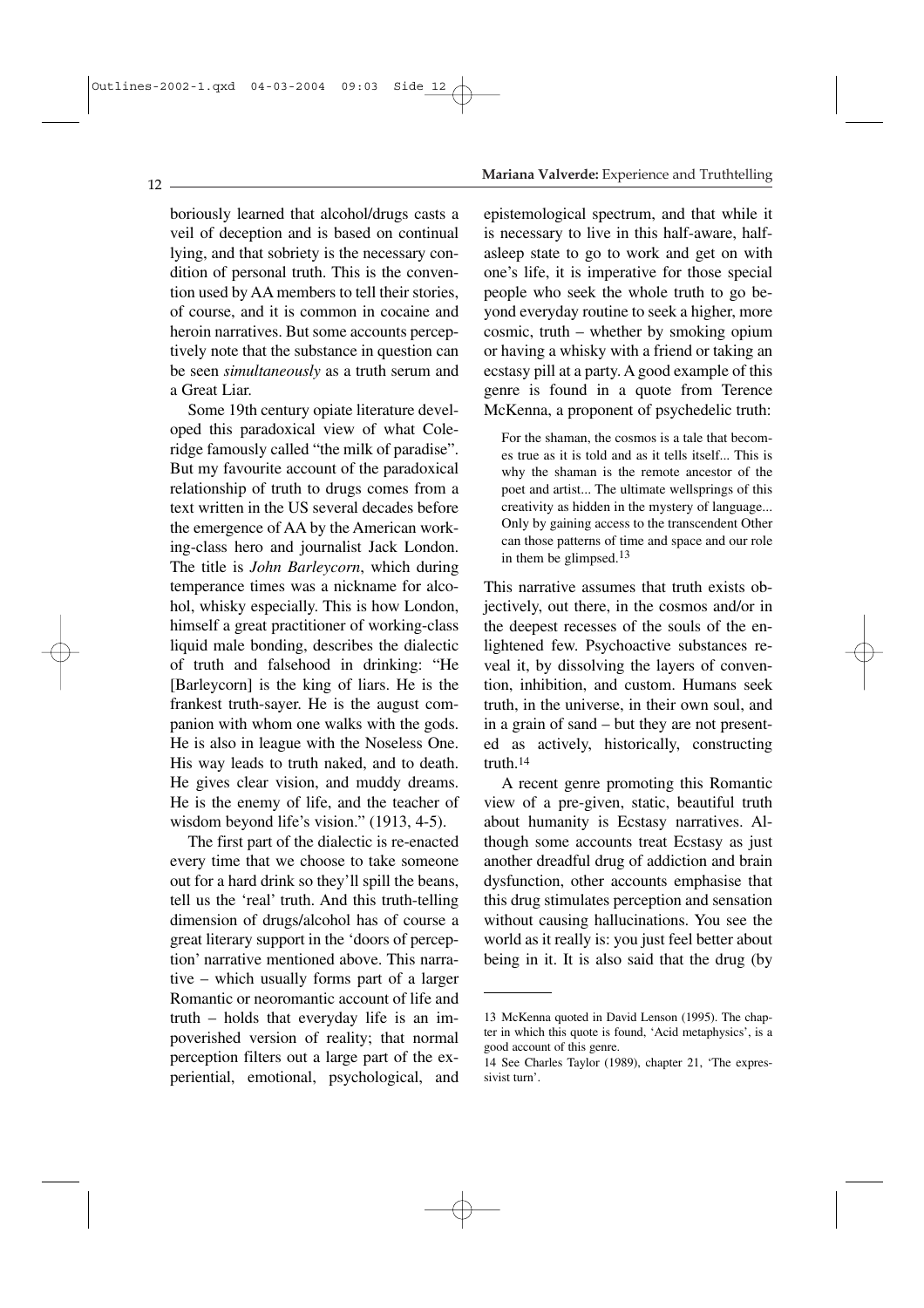boriously learned that alcohol/drugs casts a veil of deception and is based on continual lying, and that sobriety is the necessary condition of personal truth. This is the convention used by AA members to tell their stories, of course, and it is common in cocaine and heroin narratives. But some accounts perceptively note that the substance in question can be seen *simultaneously* as a truth serum and a Great Liar.

Some 19th century opiate literature developed this paradoxical view of what Coleridge famously called "the milk of paradise". But my favourite account of the paradoxical relationship of truth to drugs comes from a text written in the US several decades before the emergence of AA by the American working-class hero and journalist Jack London. The title is *John Barleycorn*, which during temperance times was a nickname for alcohol, whisky especially. This is how London, himself a great practitioner of working-class liquid male bonding, describes the dialectic of truth and falsehood in drinking: "He [Barleycorn] is the king of liars. He is the frankest truth-sayer. He is the august companion with whom one walks with the gods. He is also in league with the Noseless One. His way leads to truth naked, and to death. He gives clear vision, and muddy dreams. He is the enemy of life, and the teacher of wisdom beyond life's vision." (1913, 4-5).

The first part of the dialectic is re-enacted every time that we choose to take someone out for a hard drink so they'll spill the beans, tell us the 'real' truth. And this truth-telling dimension of drugs/alcohol has of course a great literary support in the 'doors of perception' narrative mentioned above. This narrative – which usually forms part of a larger Romantic or neoromantic account of life and truth – holds that everyday life is an impoverished version of reality; that normal perception filters out a large part of the experiential, emotional, psychological, and epistemological spectrum, and that while it is necessary to live in this half-aware, half-asleep state to go to work and get on with one's life, it is imperative for those special people who seek the whole truth to go beyond everyday routine to seek a higher, more cosmic, truth – whether by smoking opium or having a whisky with a friend or taking an ecstasy pill at a party. A good example of this genre is found in a quote from Terence McKenna, a proponent of psychedelic truth:

> For the shaman, the cosmos is a tale that becomes true as it is told and as it tells itself... This is why the shaman is the remote ancestor of the poet and artist... The ultimate wellsprings of this creativity as hidden in the mystery of language... Only by gaining access to the transcendent Other can those patterns of time and space and our role in them be glimpsed.[13]

This narrative assumes that truth exists objectively, out there, in the cosmos and/or in the deepest recesses of the souls of the enlightened few. Psychoactive substances reveal it, by dissolving the layers of convention, inhibition, and custom. Humans seek truth, in the universe, in their own soul, and in a grain of sand – but they are not presented as actively, historically, constructing truth.[14]

A recent genre promoting this Romantic view of a pre-given, static, beautiful truth about humanity is Ecstasy narratives. Although some accounts treat Ecstasy as just another dreadful drug of addiction and brain dysfunction, other accounts emphasise that this drug stimulates perception and sensation without causing hallucinations. You see the world as it really is: you just feel better about being in it. It is also said that the drug (by

---

13 McKenna quoted in David Lenson (1995). The chapter in which this quote is found, 'Acid metaphysics', is a good account of this genre.

14 See Charles Taylor (1989), chapter 21, 'The expressivist turn'.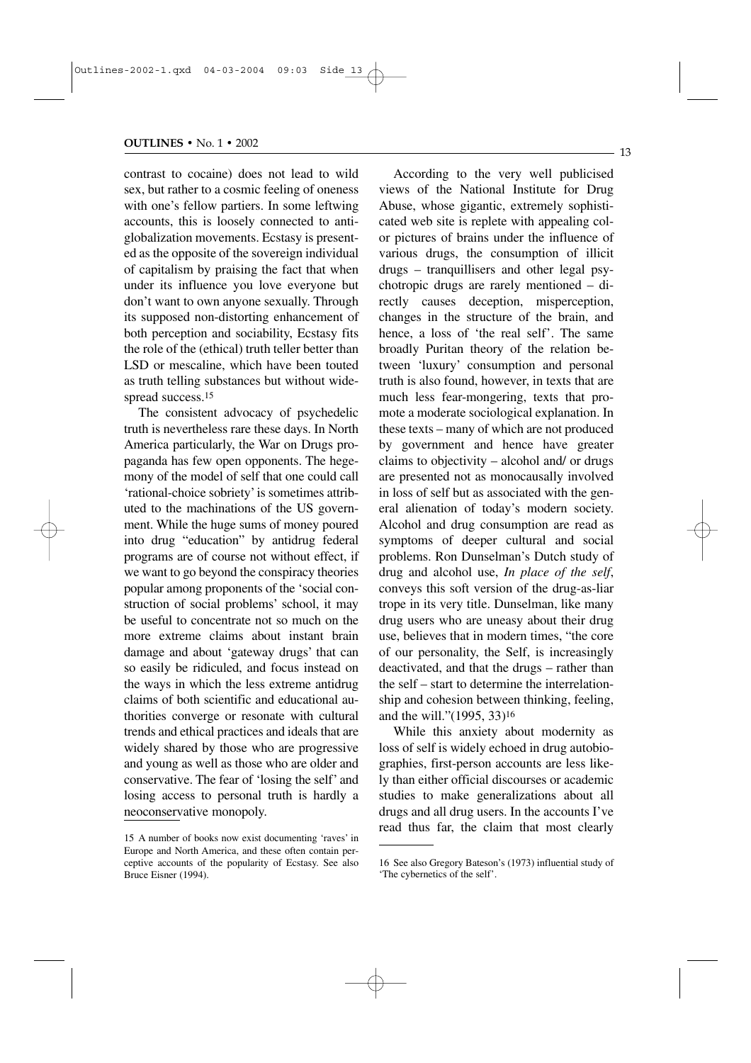contrast to cocaine) does not lead to wild sex, but rather to a cosmic feeling of oneness with one's fellow partiers. In some leftwing accounts, this is loosely connected to antiglobalization movements. Ecstasy is presented as the opposite of the sovereign individual of capitalism by praising the fact that when under its influence you love everyone but don't want to own anyone sexually. Through its supposed non-distorting enhancement of both perception and sociability, Ecstasy fits the role of the (ethical) truth teller better than LSD or mescaline, which have been touted as truth telling substances but without widespread success.[15]

The consistent advocacy of psychedelic truth is nevertheless rare these days. In North America particularly, the War on Drugs propaganda has few open opponents. The hegemony of the model of self that one could call 'rational-choice sobriety' is sometimes attributed to the machinations of the US government. While the huge sums of money poured into drug "education" by antidrug federal programs are of course not without effect, if we want to go beyond the conspiracy theories popular among proponents of the 'social construction of social problems' school, it may be useful to concentrate not so much on the more extreme claims about instant brain damage and about 'gateway drugs' that can so easily be ridiculed, and focus instead on the ways in which the less extreme antidrug claims of both scientific and educational authorities converge or resonate with cultural trends and ethical practices and ideals that are widely shared by those who are progressive and young as well as those who are older and conservative. The fear of 'losing the self' and losing access to personal truth is hardly a neoconservative monopoly.

According to the very well publicised views of the National Institute for Drug Abuse, whose gigantic, extremely sophisticated web site is replete with appealing color pictures of brains under the influence of various drugs, the consumption of illicit drugs – tranquillisers and other legal psychotropic drugs are rarely mentioned – directly causes deception, misperception, changes in the structure of the brain, and hence, a loss of 'the real self'. The same broadly Puritan theory of the relation between 'luxury' consumption and personal truth is also found, however, in texts that are much less fear-mongering, texts that promote a moderate sociological explanation. In these texts – many of which are not produced by government and hence have greater claims to objectivity – alcohol and/ or drugs are presented not as monocausally involved in loss of self but as associated with the general alienation of today's modern society. Alcohol and drug consumption are read as symptoms of deeper cultural and social problems. Ron Dunselman's Dutch study of drug and alcohol use, *In place of the self*, conveys this soft version of the drug-as-liar trope in its very title. Dunselman, like many drug users who are uneasy about their drug use, believes that in modern times, "the core of our personality, the Self, is increasingly deactivated, and that the drugs – rather than the self – start to determine the interrelationship and cohesion between thinking, feeling, and the will."(1995, 33)[16]

While this anxiety about modernity as loss of self is widely echoed in drug autobiographies, first-person accounts are less likely than either official discourses or academic studies to make generalizations about all drugs and all drug users. In the accounts I've read thus far, the claim that most clearly

15 A number of books now exist documenting 'raves' in Europe and North America, and these often contain perceptive accounts of the popularity of Ecstasy. See also Bruce Eisner (1994).

16 See also Gregory Bateson's (1973) influential study of 'The cybernetics of the self'.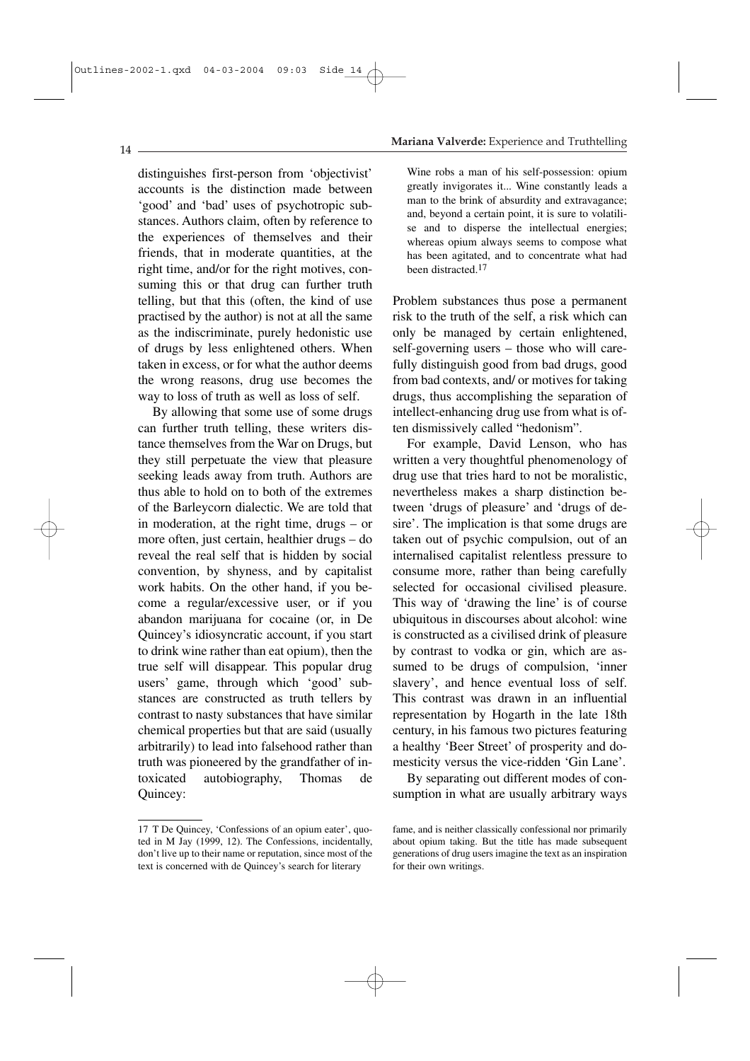distinguishes first-person from 'objectivist' accounts is the distinction made between 'good' and 'bad' uses of psychotropic substances. Authors claim, often by reference to the experiences of themselves and their friends, that in moderate quantities, at the right time, and/or for the right motives, consuming this or that drug can further truth telling, but that this (often, the kind of use practised by the author) is not at all the same as the indiscriminate, purely hedonistic use of drugs by less enlightened others. When taken in excess, or for what the author deems the wrong reasons, drug use becomes the way to loss of truth as well as loss of self.

By allowing that some use of some drugs can further truth telling, these writers distance themselves from the War on Drugs, but they still perpetuate the view that pleasure seeking leads away from truth. Authors are thus able to hold on to both of the extremes of the Barleycorn dialectic. We are told that in moderation, at the right time, drugs – or more often, just certain, healthier drugs – do reveal the real self that is hidden by social convention, by shyness, and by capitalist work habits. On the other hand, if you become a regular/excessive user, or if you abandon marijuana for cocaine (or, in De Quincey's idiosyncratic account, if you start to drink wine rather than eat opium), then the true self will disappear. This popular drug users' game, through which 'good' substances are constructed as truth tellers by contrast to nasty substances that have similar chemical properties but that are said (usually arbitrarily) to lead into falsehood rather than truth was pioneered by the grandfather of intoxicated autobiography, Thomas de Quincey:

> Wine robs a man of his self-possession: opium greatly invigorates it... Wine constantly leads a man to the brink of absurdity and extravagance; and, beyond a certain point, it is sure to volatilise and to disperse the intellectual energies; whereas opium always seems to compose what has been agitated, and to concentrate what had been distracted.[17]

Problem substances thus pose a permanent risk to the truth of the self, a risk which can only be managed by certain enlightened, self-governing users – those who will carefully distinguish good from bad drugs, good from bad contexts, and/ or motives for taking drugs, thus accomplishing the separation of intellect-enhancing drug use from what is often dismissively called "hedonism".

For example, David Lenson, who has written a very thoughtful phenomenology of drug use that tries hard to not be moralistic, nevertheless makes a sharp distinction between 'drugs of pleasure' and 'drugs of desire'. The implication is that some drugs are taken out of psychic compulsion, out of an internalised capitalist relentless pressure to consume more, rather than being carefully selected for occasional civilised pleasure. This way of 'drawing the line' is of course ubiquitous in discourses about alcohol: wine is constructed as a civilised drink of pleasure by contrast to vodka or gin, which are assumed to be drugs of compulsion, 'inner slavery', and hence eventual loss of self. This contrast was drawn in an influential representation by Hogarth in the late 18th century, in his famous two pictures featuring a healthy 'Beer Street' of prosperity and domesticity versus the vice-ridden 'Gin Lane'.

By separating out different modes of consumption in what are usually arbitrary ways

---

17 T De Quincey, 'Confessions of an opium eater', quoted in M Jay (1999, 12). The Confessions, incidentally, don't live up to their name or reputation, since most of the text is concerned with de Quincey's search for literary fame, and is neither classically confessional nor primarily about opium taking. But the title has made subsequent generations of drug users imagine the text as an inspiration for their own writings.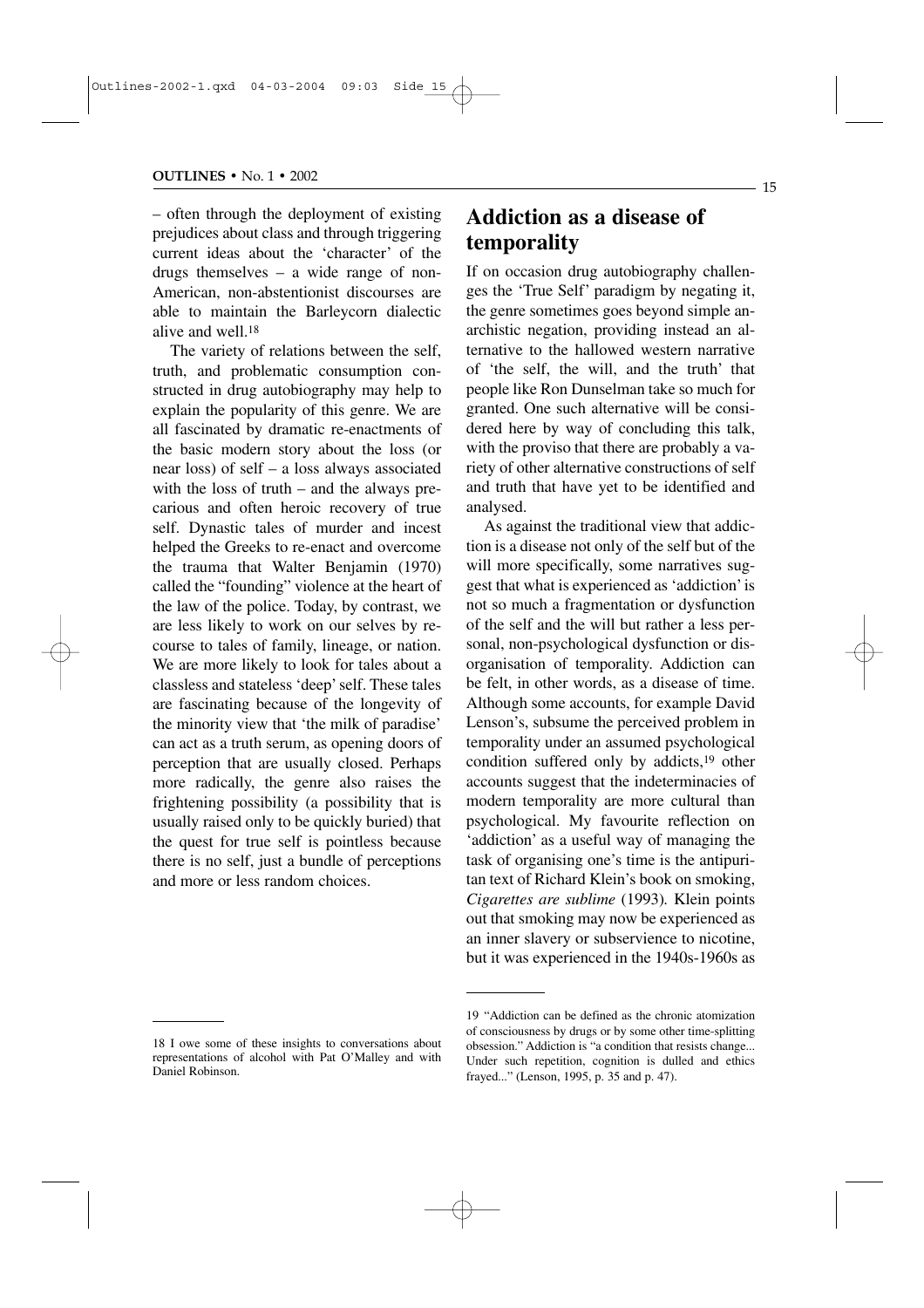– often through the deployment of existing prejudices about class and through triggering current ideas about the 'character' of the drugs themselves – a wide range of non-American, non-abstentionist discourses are able to maintain the Barleycorn dialectic alive and well.[18]

The variety of relations between the self, truth, and problematic consumption constructed in drug autobiography may help to explain the popularity of this genre. We are all fascinated by dramatic re-enactments of the basic modern story about the loss (or near loss) of self – a loss always associated with the loss of truth – and the always precarious and often heroic recovery of true self. Dynastic tales of murder and incest helped the Greeks to re-enact and overcome the trauma that Walter Benjamin (1970) called the "founding" violence at the heart of the law of the police. Today, by contrast, we are less likely to work on our selves by recourse to tales of family, lineage, or nation. We are more likely to look for tales about a classless and stateless 'deep' self. These tales are fascinating because of the longevity of the minority view that 'the milk of paradise' can act as a truth serum, as opening doors of perception that are usually closed. Perhaps more radically, the genre also raises the frightening possibility (a possibility that is usually raised only to be quickly buried) that the quest for true self is pointless because there is no self, just a bundle of perceptions and more or less random choices.

## Addiction as a disease of temporality

If on occasion drug autobiography challenges the 'True Self' paradigm by negating it, the genre sometimes goes beyond simple anarchistic negation, providing instead an alternative to the hallowed western narrative of 'the self, the will, and the truth' that people like Ron Dunselman take so much for granted. One such alternative will be considered here by way of concluding this talk, with the proviso that there are probably a variety of other alternative constructions of self and truth that have yet to be identified and analysed.

As against the traditional view that addiction is a disease not only of the self but of the will more specifically, some narratives suggest that what is experienced as 'addiction' is not so much a fragmentation or dysfunction of the self and the will but rather a less personal, non-psychological dysfunction or disorganisation of temporality. Addiction can be felt, in other words, as a disease of time. Although some accounts, for example David Lenson's, subsume the perceived problem in temporality under an assumed psychological condition suffered only by addicts,[19] other accounts suggest that the indeterminacies of modern temporality are more cultural than psychological. My favourite reflection on 'addiction' as a useful way of managing the task of organising one's time is the antipuritan text of Richard Klein's book on smoking, *Cigarettes are sublime* (1993). Klein points out that smoking may now be experienced as an inner slavery or subservience to nicotine, but it was experienced in the 1940s-1960s as

---

18 I owe some of these insights to conversations about representations of alcohol with Pat O'Malley and with Daniel Robinson.

19 "Addiction can be defined as the chronic atomization of consciousness by drugs or by some other time-splitting obsession." Addiction is "a condition that resists change... Under such repetition, cognition is dulled and ethics frayed..." (Lenson, 1995, p. 35 and p. 47).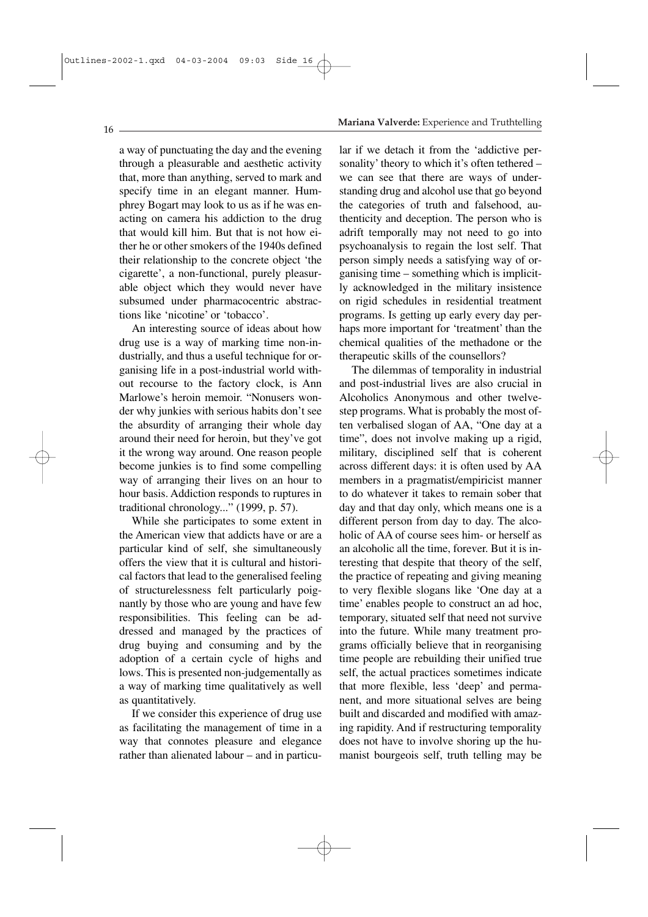a way of punctuating the day and the evening through a pleasurable and aesthetic activity that, more than anything, served to mark and specify time in an elegant manner. Humphrey Bogart may look to us as if he was enacting on camera his addiction to the drug that would kill him. But that is not how either he or other smokers of the 1940s defined their relationship to the concrete object 'the cigarette', a non-functional, purely pleasurable object which they would never have subsumed under pharmacocentric abstractions like 'nicotine' or 'tobacco'.

An interesting source of ideas about how drug use is a way of marking time non-industrially, and thus a useful technique for organising life in a post-industrial world without recourse to the factory clock, is Ann Marlowe's heroin memoir. "Nonusers wonder why junkies with serious habits don't see the absurdity of arranging their whole day around their need for heroin, but they've got it the wrong way around. One reason people become junkies is to find some compelling way of arranging their lives on an hour to hour basis. Addiction responds to ruptures in traditional chronology..." (1999, p. 57).

While she participates to some extent in the American view that addicts have or are a particular kind of self, she simultaneously offers the view that it is cultural and historical factors that lead to the generalised feeling of structurelessness felt particularly poignantly by those who are young and have few responsibilities. This feeling can be addressed and managed by the practices of drug buying and consuming and by the adoption of a certain cycle of highs and lows. This is presented non-judgementally as a way of marking time qualitatively as well as quantitatively.

If we consider this experience of drug use as facilitating the management of time in a way that connotes pleasure and elegance rather than alienated labour – and in particular if we detach it from the 'addictive personality' theory to which it's often tethered – we can see that there are ways of understanding drug and alcohol use that go beyond the categories of truth and falsehood, authenticity and deception. The person who is adrift temporally may not need to go into psychoanalysis to regain the lost self. That person simply needs a satisfying way of organising time – something which is implicitly acknowledged in the military insistence on rigid schedules in residential treatment programs. Is getting up early every day perhaps more important for 'treatment' than the chemical qualities of the methadone or the therapeutic skills of the counsellors?

The dilemmas of temporality in industrial and post-industrial lives are also crucial in Alcoholics Anonymous and other twelve-step programs. What is probably the most often verbalised slogan of AA, "One day at a time", does not involve making up a rigid, military, disciplined self that is coherent across different days: it is often used by AA members in a pragmatist/empiricist manner to do whatever it takes to remain sober that day and that day only, which means one is a different person from day to day. The alcoholic of AA of course sees him- or herself as an alcoholic all the time, forever. But it is interesting that despite that theory of the self, the practice of repeating and giving meaning to very flexible slogans like 'One day at a time' enables people to construct an ad hoc, temporary, situated self that need not survive into the future. While many treatment programs officially believe that in reorganising time people are rebuilding their unified true self, the actual practices sometimes indicate that more flexible, less 'deep' and permanent, and more situational selves are being built and discarded and modified with amazing rapidity. And if restructuring temporality does not have to involve shoring up the humanist bourgeois self, truth telling may be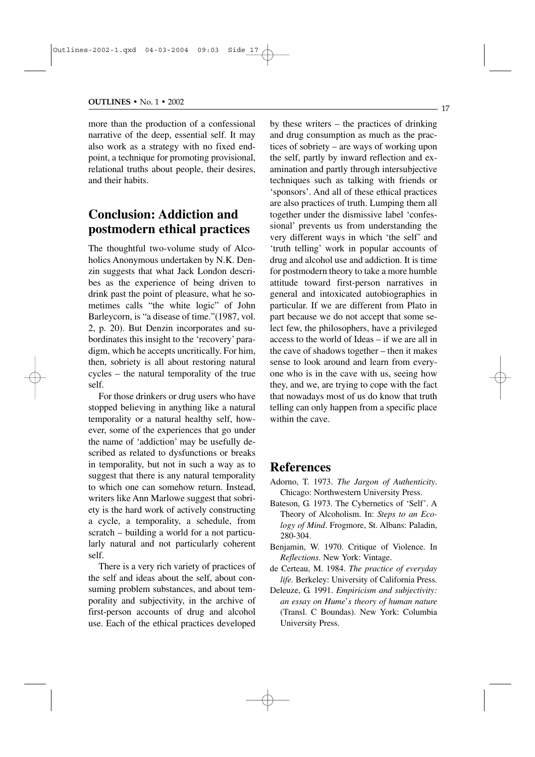more than the production of a confessional narrative of the deep, essential self. It may also work as a strategy with no fixed endpoint, a technique for promoting provisional, relational truths about people, their desires, and their habits.

## Conclusion: Addiction and postmodern ethical practices

The thoughtful two-volume study of Alcoholics Anonymous undertaken by N.K. Denzin suggests that what Jack London describes as the experience of being driven to drink past the point of pleasure, what he sometimes calls "the white logic" of John Barleycorn, is "a disease of time."(1987, vol. 2, p. 20). But Denzin incorporates and subordinates this insight to the 'recovery' paradigm, which he accepts uncritically. For him, then, sobriety is all about restoring natural cycles – the natural temporality of the true self.

For those drinkers or drug users who have stopped believing in anything like a natural temporality or a natural healthy self, however, some of the experiences that go under the name of 'addiction' may be usefully described as related to dysfunctions or breaks in temporality, but not in such a way as to suggest that there is any natural temporality to which one can somehow return. Instead, writers like Ann Marlowe suggest that sobriety is the hard work of actively constructing a cycle, a temporality, a schedule, from scratch – building a world for a not particularly natural and not particularly coherent self.

There is a very rich variety of practices of the self and ideas about the self, about consuming problem substances, and about temporality and subjectivity, in the archive of first-person accounts of drug and alcohol use. Each of the ethical practices developed by these writers – the practices of drinking and drug consumption as much as the practices of sobriety – are ways of working upon the self, partly by inward reflection and examination and partly through intersubjective techniques such as talking with friends or 'sponsors'. And all of these ethical practices are also practices of truth. Lumping them all together under the dismissive label 'confessional' prevents us from understanding the very different ways in which 'the self' and 'truth telling' work in popular accounts of drug and alcohol use and addiction. It is time for postmodern theory to take a more humble attitude toward first-person narratives in general and intoxicated autobiographies in particular. If we are different from Plato in part because we do not accept that some select few, the philosophers, have a privileged access to the world of Ideas – if we are all in the cave of shadows together – then it makes sense to look around and learn from everyone who is in the cave with us, seeing how they, and we, are trying to cope with the fact that nowadays most of us do know that truth telling can only happen from a specific place within the cave.

## References

Adorno, T. 1973. *The Jargon of Authenticity*. Chicago: Northwestern University Press.

Bateson, G. 1973. The Cybernetics of 'Self'. A Theory of Alcoholism. In: *Steps to an Ecology of Mind*. Frogmore, St. Albans: Paladin, 280-304.

Benjamin, W. 1970. Critique of Violence. In *Reflections*. New York: Vintage.

de Certeau, M. 1984. *The practice of everyday life.* Berkeley: University of California Press.

Deleuze, G. 1991. *Empiricism and subjectivity: an essay on Hume's theory of human nature* (Transl. C Boundas). New York: Columbia University Press.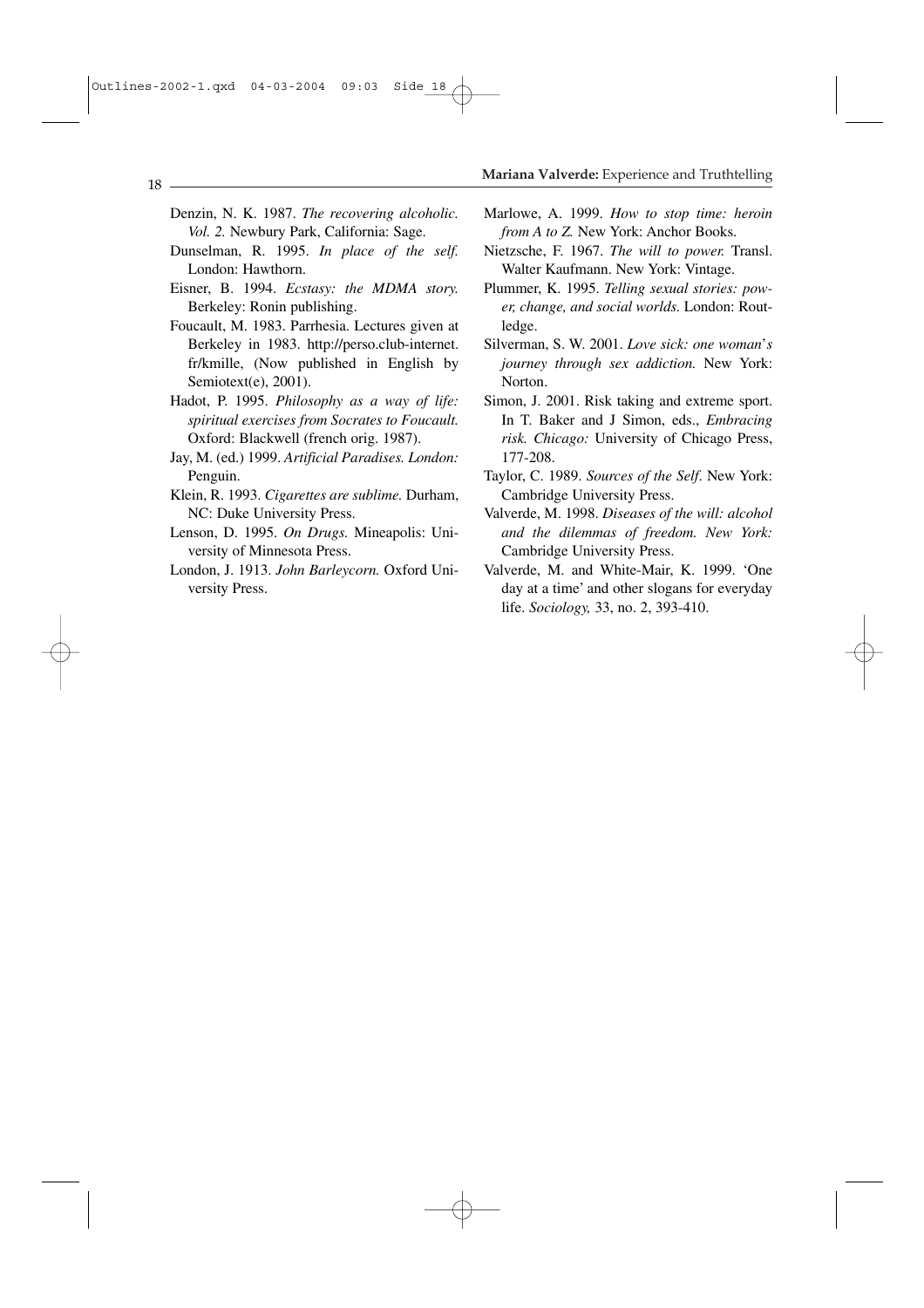Denzin, N. K. 1987. *The recovering alcoholic. Vol. 2.* Newbury Park, California: Sage.

Dunselman, R. 1995. *In place of the self.* London: Hawthorn.

Eisner, B. 1994. *Ecstasy: the MDMA story.* Berkeley: Ronin publishing.

Foucault, M. 1983. Parrhesia. Lectures given at Berkeley in 1983. http://perso.club-internet.fr/kmille, (Now published in English by Semiotext(e), 2001).

Hadot, P. 1995. *Philosophy as a way of life: spiritual exercises from Socrates to Foucault.* Oxford: Blackwell (french orig. 1987).

Jay, M. (ed.) 1999. *Artificial Paradises. London:* Penguin.

Klein, R. 1993. *Cigarettes are sublime.* Durham, NC: Duke University Press.

Lenson, D. 1995. *On Drugs.* Mineapolis: University of Minnesota Press.

London, J. 1913. *John Barleycorn.* Oxford University Press.

Marlowe, A. 1999. *How to stop time: heroin from A to Z.* New York: Anchor Books.

Nietzsche, F. 1967. *The will to power.* Transl. Walter Kaufmann. New York: Vintage.

Plummer, K. 1995. *Telling sexual stories: power, change, and social worlds.* London: Routledge.

Silverman, S. W. 2001. *Love sick: one woman's journey through sex addiction.* New York: Norton.

Simon, J. 2001. Risk taking and extreme sport. In T. Baker and J Simon, eds., *Embracing risk. Chicago:* University of Chicago Press, 177-208.

Taylor, C. 1989. *Sources of the Self*. New York: Cambridge University Press.

Valverde, M. 1998. *Diseases of the will: alcohol and the dilemmas of freedom. New York:* Cambridge University Press.

Valverde, M. and White-Mair, K. 1999. 'One day at a time' and other slogans for everyday life. *Sociology,* 33, no. 2, 393-410.